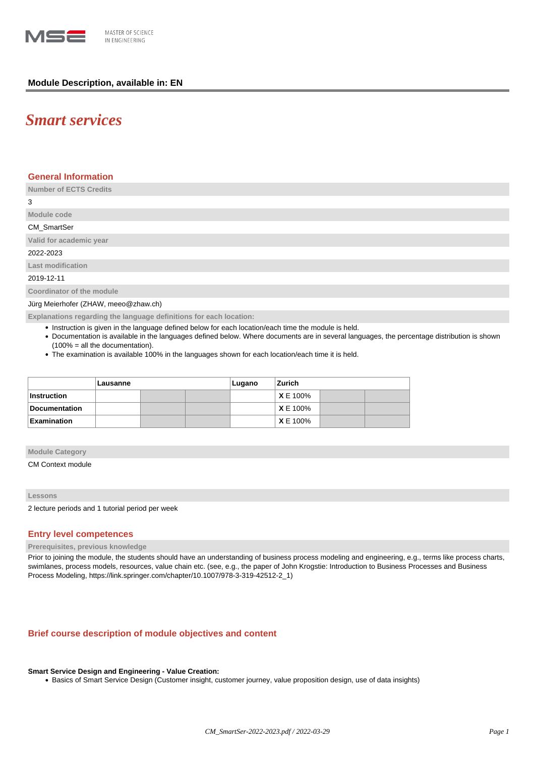**Module Description, available in: EN**

# *Smart services*

## General Information

**Number of ECTS Credits**

3

**Module code**

CM_SmartSer

**Valid for academic year**

2022-2023

**Last modification**

2019-12-11

**Coordinator of the module**

Jürg Meierhofer (ZHAW, meeo@zhaw.ch)

**Explanations regarding the language definitions for each location:**

- Instruction is given in the language defined below for each location/each time the module is held.
- Documentation is available in the languages defined below. Where documents are in several languages, the percentage distribution is shown (100% = all the documentation).
- The examination is available 100% in the languages shown for each location/each time it is held.

| | Lausanne | | | Lugano | Zurich | | |
|---|---|---|---|---|---|---|---|
| **Instruction** | | | | | **X** E 100% | | |
| **Documentation** | | | | | **X** E 100% | | |
| **Examination** | | | | | **X** E 100% | | |

**Module Category**

CM Context module

**Lessons**

2 lecture periods and 1 tutorial period per week

## Entry level competences

**Prerequisites, previous knowledge**

Prior to joining the module, the students should have an understanding of business process modeling and engineering, e.g., terms like process charts, swimlanes, process models, resources, value chain etc. (see, e.g., the paper of John Krogstie: Introduction to Business Processes and Business Process Modeling, https://link.springer.com/chapter/10.1007/978-3-319-42512-2_1)

## Brief course description of module objectives and content

**Smart Service Design and Engineering - Value Creation:**

- Basics of Smart Service Design (Customer insight, customer journey, value proposition design, use of data insights)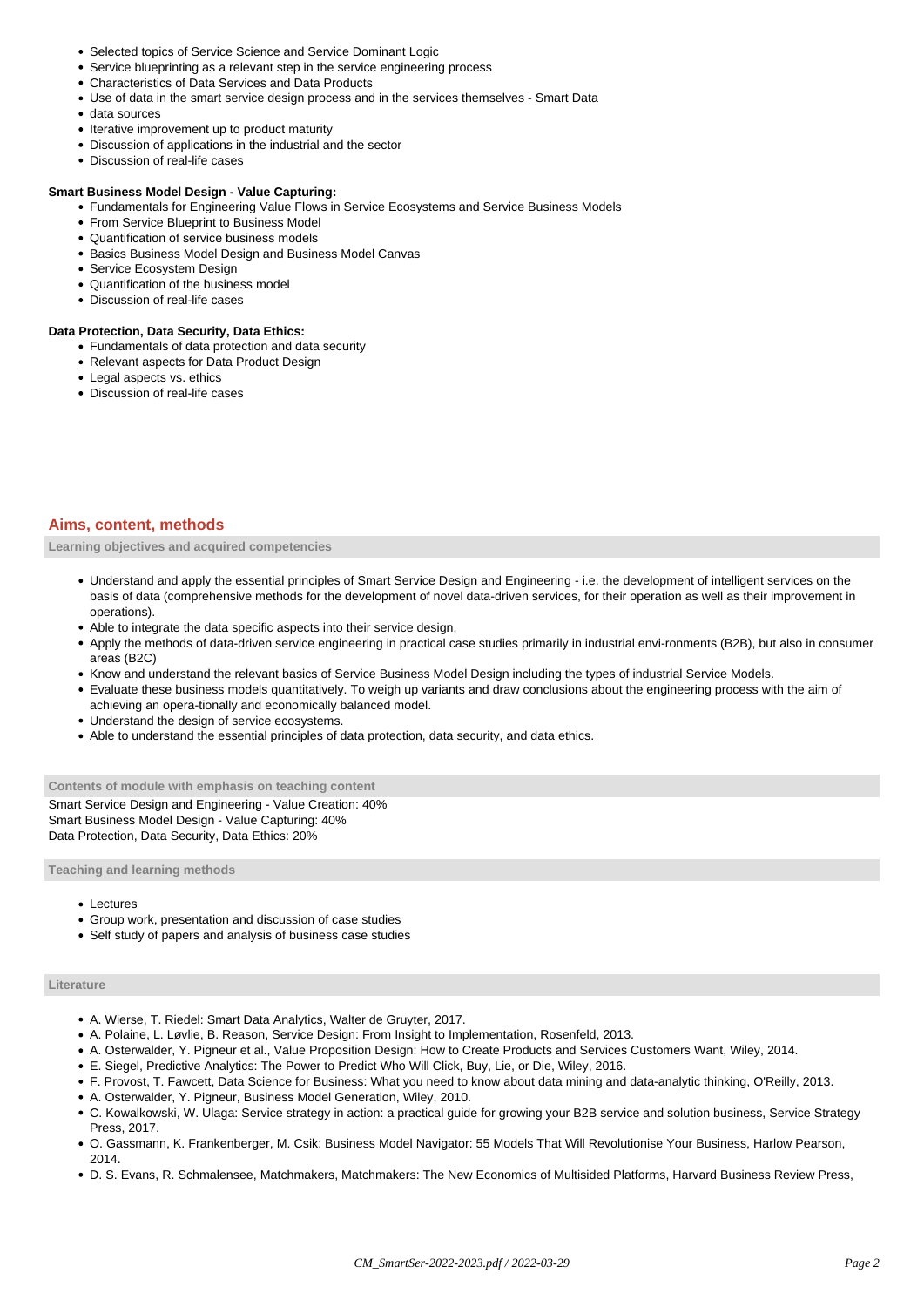- Selected topics of Service Science and Service Dominant Logic
- Service blueprinting as a relevant step in the service engineering process
- Characteristics of Data Services and Data Products
- Use of data in the smart service design process and in the services themselves - Smart Data
- data sources
- Iterative improvement up to product maturity
- Discussion of applications in the industrial and the sector
- Discussion of real-life cases

**Smart Business Model Design - Value Capturing:**

- Fundamentals for Engineering Value Flows in Service Ecosystems and Service Business Models
- From Service Blueprint to Business Model
- Quantification of service business models
- Basics Business Model Design and Business Model Canvas
- Service Ecosystem Design
- Quantification of the business model
- Discussion of real-life cases

**Data Protection, Data Security, Data Ethics:**

- Fundamentals of data protection and data security
- Relevant aspects for Data Product Design
- Legal aspects vs. ethics
- Discussion of real-life cases

## Aims, content, methods

### Learning objectives and acquired competencies

- Understand and apply the essential principles of Smart Service Design and Engineering - i.e. the development of intelligent services on the basis of data (comprehensive methods for the development of novel data-driven services, for their operation as well as their improvement in operations).
- Able to integrate the data specific aspects into their service design.
- Apply the methods of data-driven service engineering in practical case studies primarily in industrial envi-ronments (B2B), but also in consumer areas (B2C)
- Know and understand the relevant basics of Service Business Model Design including the types of industrial Service Models.
- Evaluate these business models quantitatively. To weigh up variants and draw conclusions about the engineering process with the aim of achieving an opera-tionally and economically balanced model.
- Understand the design of service ecosystems.
- Able to understand the essential principles of data protection, data security, and data ethics.

### Contents of module with emphasis on teaching content

Smart Service Design and Engineering - Value Creation: 40%
Smart Business Model Design - Value Capturing: 40%
Data Protection, Data Security, Data Ethics: 20%

### Teaching and learning methods

- Lectures
- Group work, presentation and discussion of case studies
- Self study of papers and analysis of business case studies

### Literature

- A. Wierse, T. Riedel: Smart Data Analytics, Walter de Gruyter, 2017.
- A. Polaine, L. Løvlie, B. Reason, Service Design: From Insight to Implementation, Rosenfeld, 2013.
- A. Osterwalder, Y. Pigneur et al., Value Proposition Design: How to Create Products and Services Customers Want, Wiley, 2014.
- E. Siegel, Predictive Analytics: The Power to Predict Who Will Click, Buy, Lie, or Die, Wiley, 2016.
- F. Provost, T. Fawcett, Data Science for Business: What you need to know about data mining and data-analytic thinking, O'Reilly, 2013.
- A. Osterwalder, Y. Pigneur, Business Model Generation, Wiley, 2010.
- C. Kowalkowski, W. Ulaga: Service strategy in action: a practical guide for growing your B2B service and solution business, Service Strategy Press, 2017.
- O. Gassmann, K. Frankenberger, M. Csik: Business Model Navigator: 55 Models That Will Revolutionise Your Business, Harlow Pearson, 2014.
- D. S. Evans, R. Schmalensee, Matchmakers, Matchmakers: The New Economics of Multisided Platforms, Harvard Business Review Press,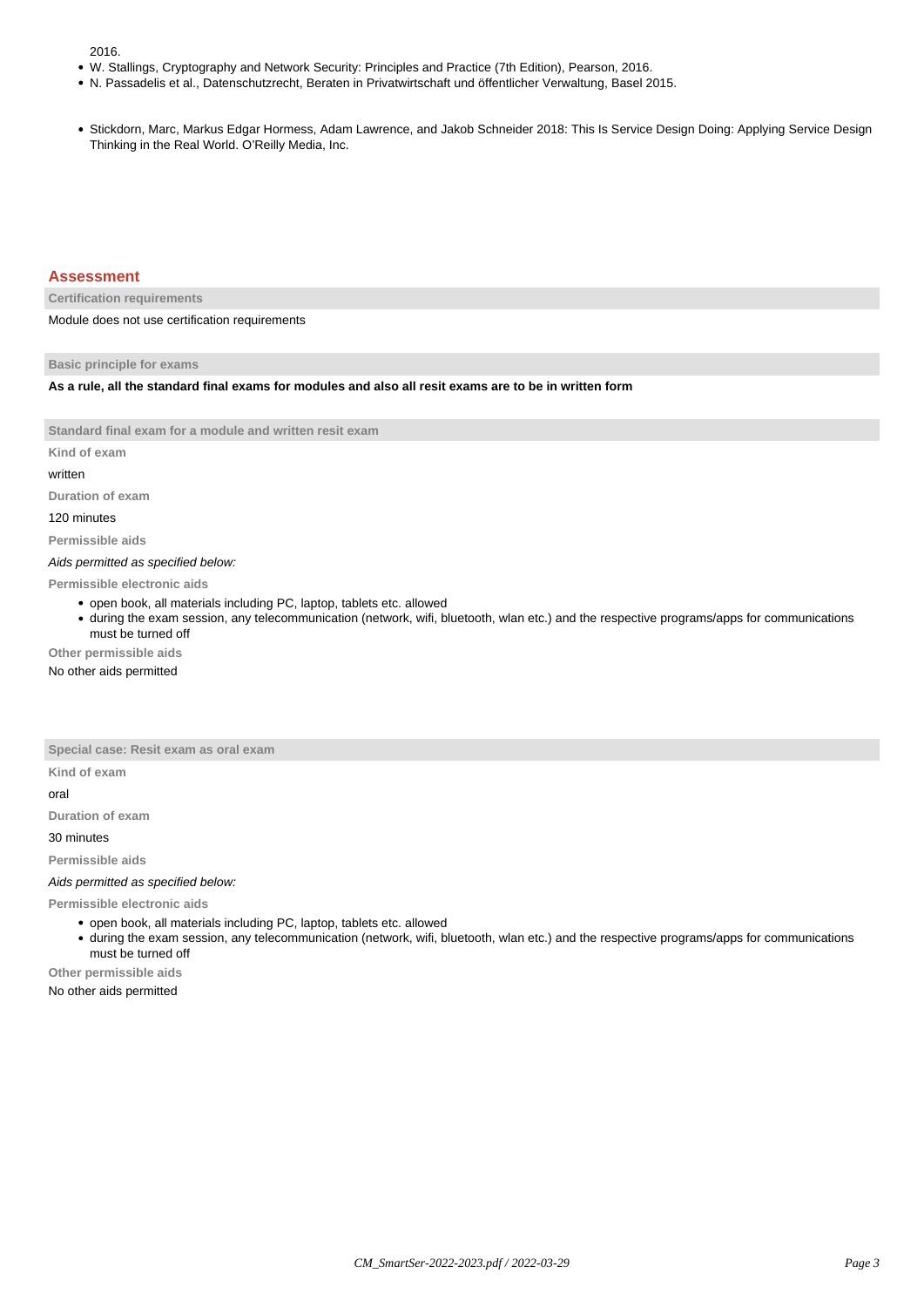2016.

- W. Stallings, Cryptography and Network Security: Principles and Practice (7th Edition), Pearson, 2016.
- N. Passadelis et al., Datenschutzrecht, Beraten in Privatwirtschaft und öffentlicher Verwaltung, Basel 2015.

- Stickdorn, Marc, Markus Edgar Hormess, Adam Lawrence, and Jakob Schneider 2018: This Is Service Design Doing: Applying Service Design Thinking in the Real World. O'Reilly Media, Inc.

## Assessment

### Certification requirements

Module does not use certification requirements

### Basic principle for exams

**As a rule, all the standard final exams for modules and also all resit exams are to be in written form**

### Standard final exam for a module and written resit exam

**Kind of exam**

written

**Duration of exam**

120 minutes

**Permissible aids**

*Aids permitted as specified below:*

**Permissible electronic aids**

- open book, all materials including PC, laptop, tablets etc. allowed
- during the exam session, any telecommunication (network, wifi, bluetooth, wlan etc.) and the respective programs/apps for communications must be turned off

**Other permissible aids**

No other aids permitted

### Special case: Resit exam as oral exam

**Kind of exam**

oral

**Duration of exam**

30 minutes

**Permissible aids**

*Aids permitted as specified below:*

**Permissible electronic aids**

- open book, all materials including PC, laptop, tablets etc. allowed
- during the exam session, any telecommunication (network, wifi, bluetooth, wlan etc.) and the respective programs/apps for communications must be turned off

**Other permissible aids**

No other aids permitted